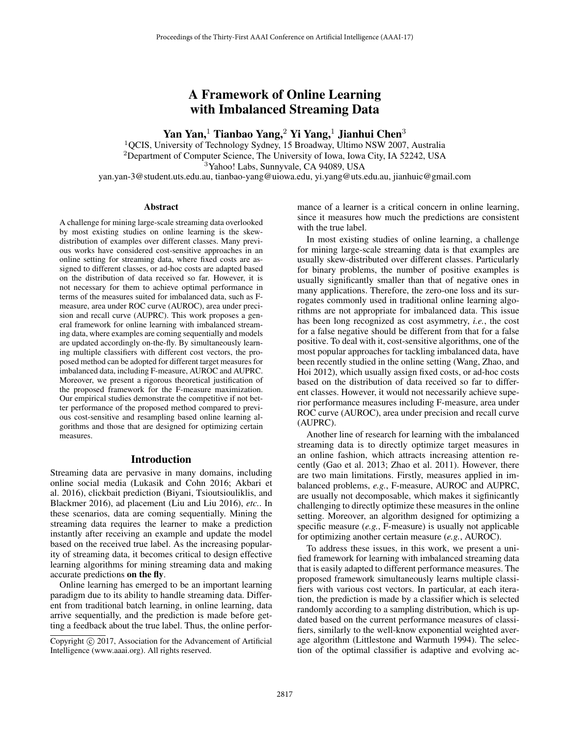# A Framework of Online Learning with Imbalanced Streaming Data

**Yan Yan,[1] Tianbao Yang,[2] Yi Yang,[1] Jianhui Chen[3]**

[1]QCIS, University of Technology Sydney, 15 Broadway, Ultimo NSW 2007, Australia
[2]Department of Computer Science, The University of Iowa, Iowa City, IA 52242, USA
[3]Yahoo! Labs, Sunnyvale, CA 94089, USA
yan.yan-3@student.uts.edu.au, tianbao-yang@uiowa.edu, yi.yang@uts.edu.au, jianhuic@gmail.com

## Abstract

A challenge for mining large-scale streaming data overlooked by most existing studies on online learning is the skew-distribution of examples over different classes. Many previous works have considered cost-sensitive approaches in an online setting for streaming data, where fixed costs are assigned to different classes, or ad-hoc costs are adapted based on the distribution of data received so far. However, it is not necessary for them to achieve optimal performance in terms of the measures suited for imbalanced data, such as F-measure, area under ROC curve (AUROC), area under precision and recall curve (AUPRC). This work proposes a general framework for online learning with imbalanced streaming data, where examples are coming sequentially and models are updated accordingly on-the-fly. By simultaneously learning multiple classifiers with different cost vectors, the proposed method can be adopted for different target measures for imbalanced data, including F-measure, AUROC and AUPRC. Moreover, we present a rigorous theoretical justification of the proposed framework for the F-measure maximization. Our empirical studies demonstrate the competitive if not better performance of the proposed method compared to previous cost-sensitive and resampling based online learning algorithms and those that are designed for optimizing certain measures.

## Introduction

Streaming data are pervasive in many domains, including online social media (Lukasik and Cohn 2016; Akbari et al. 2016), clickbait prediction (Biyani, Tsioutsiouliklis, and Blackmer 2016), ad placement (Liu and Liu 2016), *etc.*. In these scenarios, data are coming sequentially. Mining the streaming data requires the learner to make a prediction instantly after receiving an example and update the model based on the received true label. As the increasing popularity of streaming data, it becomes critical to design effective learning algorithms for mining streaming data and making accurate predictions **on the fly**.

Online learning has emerged to be an important learning paradigm due to its ability to handle streaming data. Different from traditional batch learning, in online learning, data arrive sequentially, and the prediction is made before getting a feedback about the true label. Thus, the online performance of a learner is a critical concern in online learning, since it measures how much the predictions are consistent with the true label.

In most existing studies of online learning, a challenge for mining large-scale streaming data is that examples are usually skew-distributed over different classes. Particularly for binary problems, the number of positive examples is usually significantly smaller than that of negative ones in many applications. Therefore, the zero-one loss and its surrogates commonly used in traditional online learning algorithms are not appropriate for imbalanced data. This issue has been long recognized as cost asymmetry, *i.e.*, the cost for a false negative should be different from that for a false positive. To deal with it, cost-sensitive algorithms, one of the most popular approaches for tackling imbalanced data, have been recently studied in the online setting (Wang, Zhao, and Hoi 2012), which usually assign fixed costs, or ad-hoc costs based on the distribution of data received so far to different classes. However, it would not necessarily achieve superior performance measures including F-measure, area under ROC curve (AUROC), area under precision and recall curve (AUPRC).

Another line of research for learning with the imbalanced streaming data is to directly optimize target measures in an online fashion, which attracts increasing attention recently (Gao et al. 2013; Zhao et al. 2011). However, there are two main limitations. Firstly, measures applied in imbalanced problems, *e.g.*, F-measure, AUROC and AUPRC, are usually not decomposable, which makes it sigfinicantly challenging to directly optimize these measures in the online setting. Moreover, an algorithm designed for optimizing a specific measure (*e.g.*, F-measure) is usually not applicable for optimizing another certain measure (*e.g.*, AUROC).

To address these issues, in this work, we present a unified framework for learning with imbalanced streaming data that is easily adapted to different performance measures. The proposed framework simultaneously learns multiple classifiers with various cost vectors. In particular, at each iteration, the prediction is made by a classifier which is selected randomly according to a sampling distribution, which is updated based on the current performance measures of classifiers, similarly to the well-know exponential weighted average algorithm (Littlestone and Warmuth 1994). The selection of the optimal classifier is adaptive and evolving ac-

Copyright © 2017, Association for the Advancement of Artificial Intelligence (www.aaai.org). All rights reserved.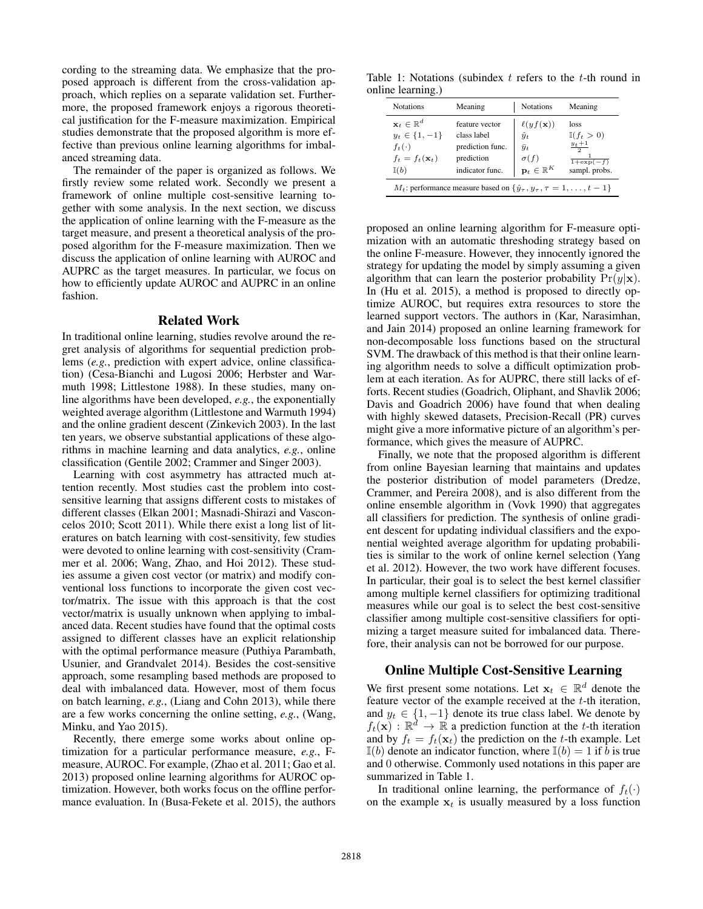cording to the streaming data. We emphasize that the proposed approach is different from the cross-validation approach, which replies on a separate validation set. Furthermore, the proposed framework enjoys a rigorous theoretical justification for the F-measure maximization. Empirical studies demonstrate that the proposed algorithm is more effective than previous online learning algorithms for imbalanced streaming data.

The remainder of the paper is organized as follows. We firstly review some related work. Secondly we present a framework of online multiple cost-sensitive learning together with some analysis. In the next section, we discuss the application of online learning with the F-measure as the target measure, and present a theoretical analysis of the proposed algorithm for the F-measure maximization. Then we discuss the application of online learning with AUROC and AUPRC as the target measures. In particular, we focus on how to efficiently update AUROC and AUPRC in an online fashion.

## Related Work

In traditional online learning, studies revolve around the regret analysis of algorithms for sequential prediction problems (*e.g.*, prediction with expert advice, online classification) (Cesa-Bianchi and Lugosi 2006; Herbster and Warmuth 1998; Littlestone 1988). In these studies, many online algorithms have been developed, *e.g.*, the exponentially weighted average algorithm (Littlestone and Warmuth 1994) and the online gradient descent (Zinkevich 2003). In the last ten years, we observe substantial applications of these algorithms in machine learning and data analytics, *e.g.*, online classification (Gentile 2002; Crammer and Singer 2003).

Learning with cost asymmetry has attracted much attention recently. Most studies cast the problem into cost-sensitive learning that assigns different costs to mistakes of different classes (Elkan 2001; Masnadi-Shirazi and Vasconcelos 2010; Scott 2011). While there exist a long list of literatures on batch learning with cost-sensitivity, few studies were devoted to online learning with cost-sensitivity (Crammer et al. 2006; Wang, Zhao, and Hoi 2012). These studies assume a given cost vector (or matrix) and modify conventional loss functions to incorporate the given cost vector/matrix. The issue with this approach is that the cost vector/matrix is usually unknown when applying to imbalanced data. Recent studies have found that the optimal costs assigned to different classes have an explicit relationship with the optimal performance measure (Puthiya Parambath, Usunier, and Grandvalet 2014). Besides the cost-sensitive approach, some resampling based methods are proposed to deal with imbalanced data. However, most of them focus on batch learning, *e.g.*, (Liang and Cohn 2013), while there are a few works concerning the online setting, *e.g.*, (Wang, Minku, and Yao 2015).

Recently, there emerge some works about online optimization for a particular performance measure, *e.g.*, F-measure, AUROC. For example, (Zhao et al. 2011; Gao et al. 2013) proposed online learning algorithms for AUROC optimization. However, both works focus on the offline performance evaluation. In (Busa-Fekete et al. 2015), the authors proposed an online learning algorithm for F-measure optimization with an automatic threshoding strategy based on the online F-measure. However, they innocently ignored the strategy for updating the model by simply assuming a given algorithm that can learn the posterior probability $\Pr(y|\mathbf{x})$. In (Hu et al. 2015), a method is proposed to directly optimize AUROC, but requires extra resources to store the learned support vectors. The authors in (Kar, Narasimhan, and Jain 2014) proposed an online learning framework for non-decomposable loss functions based on the structural SVM. The drawback of this method is that their online learning algorithm needs to solve a difficult optimization problem at each iteration. As for AUPRC, there still lacks of efforts. Recent studies (Goadrich, Oliphant, and Shavlik 2006; Davis and Goadrich 2006) have found that when dealing with highly skewed datasets, Precision-Recall (PR) curves might give a more informative picture of an algorithm's performance, which gives the measure of AUPRC.

Finally, we note that the proposed algorithm is different from online Bayesian learning that maintains and updates the posterior distribution of model parameters (Dredze, Crammer, and Pereira 2008), and is also different from the online ensemble algorithm in (Vovk 1990) that aggregates all classifiers for prediction. The synthesis of online gradient descent for updating individual classifiers and the exponential weighted average algorithm for updating probabilities is similar to the work of online kernel selection (Yang et al. 2012). However, the two work have different focuses. In particular, their goal is to select the best kernel classifier among multiple kernel classifiers for optimizing traditional measures while our goal is to select the best cost-sensitive classifier among multiple cost-sensitive classifiers for optimizing a target measure suited for imbalanced data. Therefore, their analysis can not be borrowed for our purpose.

Table 1: Notations (subindex $t$ refers to the $t$-th round in online learning.)

| Notations | Meaning | Notations | Meaning |
|---|---|---|---|
| $\mathbf{x}_t \in \mathbb{R}^d$ | feature vector | $\ell(yf(\mathbf{x}))$ | loss |
| $y_t \in \{1, -1\}$ | class label | $\hat{y}_t$ | $\mathbb{I}(f_t > 0)$ |
| $f_t(\cdot)$ | prediction func. | $\bar{y}_t$ | $\frac{y_t+1}{2}$ |
| $f_t = f_t(\mathbf{x}_t)$ | prediction | $\sigma(f)$ | $\frac{1}{1+\exp(-f)}$ |
| $\mathbb{I}(b)$ | indicator func. | $\mathbf{p}_t \in \mathbb{R}^K$ | sampl. probs. |
| $M_t$: performance measure based on $\{\hat{y}_\tau, y_\tau, \tau = 1, \ldots, t-1\}$ | | | |

## Online Multiple Cost-Sensitive Learning

We first present some notations. Let $\mathbf{x}_t \in \mathbb{R}^d$ denote the feature vector of the example received at the $t$-th iteration, and $y_t \in \{1, -1\}$ denote its true class label. We denote by $f_t(\mathbf{x}) : \mathbb{R}^d \to \mathbb{R}$ a prediction function at the $t$-th iteration and by $f_t = f_t(\mathbf{x}_t)$ the prediction on the $t$-th example. Let $\mathbb{I}(b)$ denote an indicator function, where $\mathbb{I}(b) = 1$ if $b$ is true and $0$ otherwise. Commonly used notations in this paper are summarized in Table 1.

In traditional online learning, the performance of $f_t(\cdot)$ on the example $\mathbf{x}_t$ is usually measured by a loss function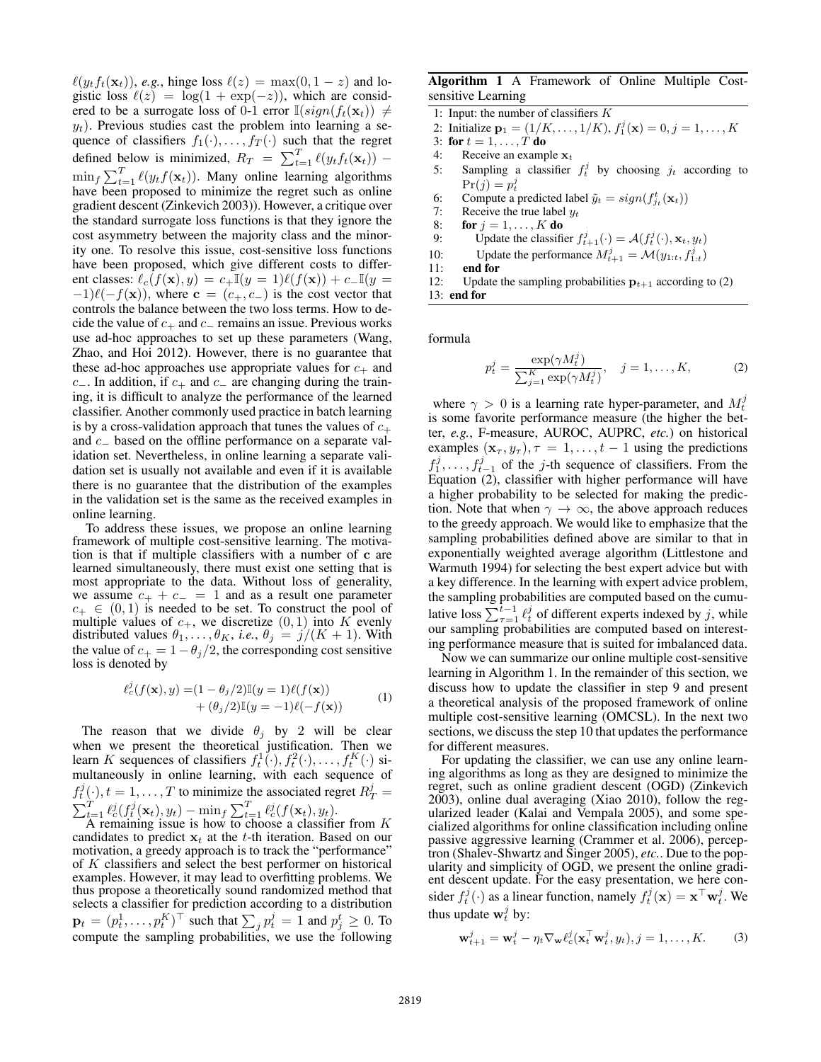$\ell(y_t f_t(\mathbf{x}_t))$, *e.g.*, hinge loss $\ell(z) = \max(0, 1-z)$ and logistic loss $\ell(z) = \log(1+\exp(-z))$, which are considered to be a surrogate loss of 0-1 error $\mathbb{I}(sign(f_t(\mathbf{x}_t)) \neq y_t)$. Previous studies cast the problem into learning a sequence of classifiers $f_1(\cdot), \ldots, f_T(\cdot)$ such that the regret defined below is minimized, $R_T = \sum_{t=1}^T \ell(y_t f_t(\mathbf{x}_t)) - \min_f \sum_{t=1}^T \ell(y_t f(\mathbf{x}_t))$. Many online learning algorithms have been proposed to minimize the regret such as online gradient descent (Zinkevich 2003)). However, a critique over the standard surrogate loss functions is that they ignore the cost asymmetry between the majority class and the minority one. To resolve this issue, cost-sensitive loss functions have been proposed, which give different costs to different classes: $\ell_c(f(\mathbf{x}), y) = c_+ \mathbb{I}(y=1)\ell(f(\mathbf{x})) + c_- \mathbb{I}(y=-1)\ell(-f(\mathbf{x}))$, where $\mathbf{c} = (c_+, c_-)$ is the cost vector that controls the balance between the two loss terms. How to decide the value of $c_+$ and $c_-$ remains an issue. Previous works use ad-hoc approaches to set up these parameters (Wang, Zhao, and Hoi 2012). However, there is no guarantee that these ad-hoc approaches use appropriate values for $c_+$ and $c_-$. In addition, if $c_+$ and $c_-$ are changing during the training, it is difficult to analyze the performance of the learned classifier. Another commonly used practice in batch learning is by a cross-validation approach that tunes the values of $c_+$ and $c_-$ based on the offline performance on a separate validation set. Nevertheless, in online learning a separate validation set is usually not available and even if it is available there is no guarantee that the distribution of the examples in the validation set is the same as the received examples in online learning.

To address these issues, we propose an online learning framework of multiple cost-sensitive learning. The motivation is that if multiple classifiers with a number of $\mathbf{c}$ are learned simultaneously, there must exist one setting that is most appropriate to the data. Without loss of generality, we assume $c_+ + c_- = 1$ and as a result one parameter $c_+ \in (0,1)$ is needed to be set. To construct the pool of multiple values of $c_+$, we discretize $(0,1)$ into $K$ evenly distributed values $\theta_1, \ldots, \theta_K$, *i.e.*, $\theta_j = j/(K+1)$. With the value of $c_+ = 1 - \theta_j/2$, the corresponding cost sensitive loss is denoted by

$$\begin{aligned} \ell_c^j(f(\mathbf{x}), y) =& (1-\theta_j/2)\mathbb{I}(y=1)\ell(f(\mathbf{x})) \\ &+ (\theta_j/2)\mathbb{I}(y=-1)\ell(-f(\mathbf{x})) \end{aligned} \tag{1}$$

The reason that we divide $\theta_j$ by 2 will be clear when we present the theoretical justification. Then we learn $K$ sequences of classifiers $f_t^1(\cdot), f_t^2(\cdot), \ldots, f_t^K(\cdot)$ simultaneously in online learning, with each sequence of $f_t^j(\cdot), t = 1, \ldots, T$ to minimize the associated regret $R_T^j = \sum_{t=1}^T \ell_c^j(f_t^j(\mathbf{x}_t), y_t) - \min_f \sum_{t=1}^T \ell_c^j(f(\mathbf{x}_t), y_t)$.

A remaining issue is how to choose a classifier from $K$ candidates to predict $\mathbf{x}_t$ at the $t$-th iteration. Based on our motivation, a greedy approach is to track the "performance" of $K$ classifiers and select the best performer on historical examples. However, it may lead to overfitting problems. We thus propose a theoretically sound randomized method that selects a classifier for prediction according to a distribution $\mathbf{p}_t = (p_t^1, \ldots, p_t^K)^\top$ such that $\sum_j p_t^j = 1$ and $p_j^t \geq 0$. To compute the sampling probabilities, we use the following formula

$$p_t^j = \frac{\exp(\gamma M_t^j)}{\sum_{j=1}^K \exp(\gamma M_t^j)}, \quad j = 1, \ldots, K, \tag{2}$$

where $\gamma > 0$ is a learning rate hyper-parameter, and $M_t^j$ is some favorite performance measure (the higher the better, *e.g.*, F-measure, AUROC, AUPRC, *etc.*) on historical examples $(\mathbf{x}_\tau, y_\tau), \tau = 1, \ldots, t-1$ using the predictions $f_1^j, \ldots, f_{t-1}^j$ of the $j$-th sequence of classifiers. From the Equation (2), classifier with higher performance will have a higher probability to be selected for making the prediction. Note that when $\gamma \to \infty$, the above approach reduces to the greedy approach. We would like to emphasize that the sampling probabilities defined above are similar to that in exponentially weighted average algorithm (Littlestone and Warmuth 1994) for selecting the best expert advice but with a key difference. In the learning with expert advice problem, the sampling probabilities are computed based on the cumulative loss $\sum_{\tau=1}^{t-1} \ell_t^j$ of different experts indexed by $j$, while our sampling probabilities are computed based on interesting performance measure that is suited for imbalanced data.

**Algorithm 1** A Framework of Online Multiple Cost-sensitive Learning

```
1: Input: the number of classifiers K
2: Initialize p_1 = (1/K, ..., 1/K), f_1^j(x) = 0, j = 1, ..., K
3: for t = 1, ..., T do
4:     Receive an example x_t
5:     Sampling a classifier f_t^j by choosing j_t according to
       Pr(j) = p_t^j
6:     Compute a predicted label ŷ_t = sign(f^t_{j_t}(x_t))
7:     Receive the true label y_t
8:     for j = 1, ..., K do
9:         Update the classifier f_{t+1}^j(·) = A(f_t^j(·), x_t, y_t)
10:        Update the performance M_{t+1}^j = M(y_{1:t}, f_{1:t}^j)
11:    end for
12:    Update the sampling probabilities p_{t+1} according to (2)
13: end for
```

Now we can summarize our online multiple cost-sensitive learning in Algorithm 1. In the remainder of this section, we discuss how to update the classifier in step 9 and present a theoretical analysis of the proposed framework of online multiple cost-sensitive learning (OMCSL). In the next two sections, we discuss the step 10 that updates the performance for different measures.

For updating the classifier, we can use any online learning algorithms as long as they are designed to minimize the regret, such as online gradient descent (OGD) (Zinkevich 2003), online dual averaging (Xiao 2010), follow the regularized leader (Kalai and Vempala 2005), and some specialized algorithms for online classification including online passive aggressive learning (Crammer et al. 2006), perceptron (Shalev-Shwartz and Singer 2005), *etc.*. Due to the popularity and simplicity of OGD, we present the online gradient descent update. For the easy presentation, we here consider $f_t^j(\cdot)$ as a linear function, namely $f_t^j(\mathbf{x}) = \mathbf{x}^\top \mathbf{w}_t^j$. We thus update $\mathbf{w}_t^j$ by:

$$\mathbf{w}_{t+1}^j = \mathbf{w}_t^j - \eta_t \nabla_{\mathbf{w}} \ell_c^j(\mathbf{x}_t^\top \mathbf{w}_t^j, y_t), j = 1, \ldots, K. \tag{3}$$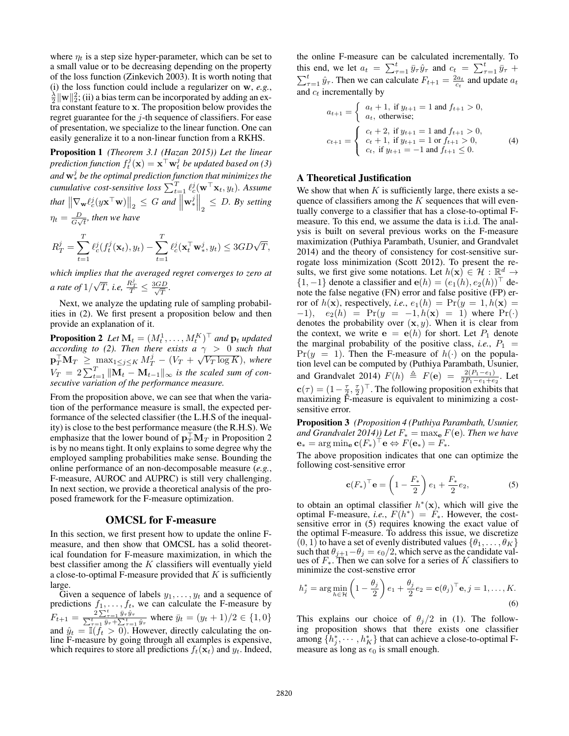where $\eta_t$ is a step size hyper-parameter, which can be set to a small value or to be decreasing depending on the property of the loss function (Zinkevich 2003). It is worth noting that (i) the loss function could include a regularizer on $\mathbf{w}$, *e.g.*, $\frac{\lambda}{2}\|\mathbf{w}\|_2^2$; (ii) a bias term can be incorporated by adding an extra constant feature to $\mathbf{x}$. The proposition below provides the regret guarantee for the $j$-th sequence of classifiers. For ease of presentation, we specialize to the linear function. One can easily generalize it to a non-linear function from a RKHS.

**Proposition 1** *(Theorem 3.1 (Hazan 2015)) Let the linear prediction function $f_t^j(\mathbf{x}) = \mathbf{x}^\top \mathbf{w}_t^j$ be updated based on (3) and $\mathbf{w}_*^j$ be the optimal prediction function that minimizes the cumulative cost-sensitive loss $\sum_{t=1}^T \ell_c^j(\mathbf{w}^\top \mathbf{x}_t, y_t)$. Assume that $\left\|\nabla_{\mathbf{w}} \ell_c^j(y\mathbf{x}^\top \mathbf{w})\right\|_2 \leq G$ and $\left\|\mathbf{w}_*^j\right\|_2 \leq D$. By setting $\eta_t = \frac{D}{G\sqrt{t}}$, then we have*

$$
R_T^j = \sum_{t=1}^T \ell_c^j(f_t^j(\mathbf{x}_t), y_t) - \sum_{t=1}^T \ell_c^j(\mathbf{x}_t^\top \mathbf{w}_*^j, y_t) \leq 3GD\sqrt{T},
$$

*which implies that the averaged regret converges to zero at a rate of $1/\sqrt{T}$, i.e, $\frac{R_T^j}{T} \leq \frac{3GD}{\sqrt{T}}$.*

Next, we analyze the updating rule of sampling probabilities in (2). We first present a proposition below and then provide an explanation of it.

**Proposition 2** *Let $\mathbf{M}_t = (M_t^1, \ldots, M_t^K)^\top$ and $\mathbf{p}_t$ updated according to (2). Then there exists a $\gamma > 0$ such that $\mathbf{p}_T^\top \mathbf{M}_T \geq \max_{1\leq j\leq K} M_T^j - (V_T + \sqrt{V_T \log K})$, where $V_T = 2\sum_{t=1}^T \|\mathbf{M}_t - \mathbf{M}_{t-1}\|_\infty$ is the scaled sum of consecutive variation of the performance measure.*

From the proposition above, we can see that when the variation of the performance measure is small, the expected performance of the selected classifier (the L.H.S of the inequality) is close to the best performance measure (the R.H.S). We emphasize that the lower bound of $\mathbf{p}_T^\top \mathbf{M}_T$ in Proposition 2 is by no means tight. It only explains to some degree why the employed sampling probabilities make sense. Bounding the online performance of an non-decomposable measure (*e.g.*, F-measure, AUROC and AUPRC) is still very challenging. In next section, we provide a theoretical analysis of the proposed framework for the F-measure optimization.

## OMCSL for F-measure

In this section, we first present how to update the online F-measure, and then show that OMCSL has a solid theoretical foundation for F-measure maximization, in which the best classifier among the $K$ classifiers will eventually yield a close-to-optimal F-measure provided that $K$ is sufficiently large.

Given a sequence of labels $y_1, \ldots, y_t$ and a sequence of predictions $f_1, \ldots, f_t$, we can calculate the F-measure by $F_{t+1} = \frac{2\sum_{\tau=1}^t \bar{y}_\tau \hat{y}_\tau}{\sum_{\tau=1}^t \bar{y}_\tau + \sum_{\tau=1}^t \hat{y}_\tau}$ where $\bar{y}_t = (y_t+1)/2 \in \{1, 0\}$ and $\hat{y}_t = \mathbb{I}(f_t > 0)$. However, directly calculating the online F-measure by going through all examples is expensive, which requires to store all predictions $f_t(\mathbf{x}_t)$ and $y_t$. Indeed, the online F-measure can be calculated incrementally. To this end, we let $a_t = \sum_{\tau=1}^t \bar{y}_\tau \hat{y}_\tau$ and $c_t = \sum_{\tau=1}^t \bar{y}_\tau + \sum_{\tau=1}^t \hat{y}_\tau$. Then we can calculate $F_{t+1} = \frac{2a_t}{c_t}$ and update $a_t$ and $c_t$ incrementally by

$$
a_{t+1} = \begin{cases} a_t + 1, & \text{if } y_{t+1} = 1 \text{ and } f_{t+1} > 0, \\ a_t, & \text{otherwise;} \end{cases}
$$

$$
c_{t+1} = \begin{cases} c_t + 2, & \text{if } y_{t+1} = 1 \text{ and } f_{t+1} > 0, \\ c_t + 1, & \text{if } y_{t+1} = 1 \text{ or } f_{t+1} > 0, \\ c_t, & \text{if } y_{t+1} = -1 \text{ and } f_{t+1} \leq 0. \end{cases} \tag{4}
$$

### A Theoretical Justification

We show that when $K$ is sufficiently large, there exists a sequence of classifiers among the $K$ sequences that will eventually converge to a classifier that has a close-to-optimal F-measure. To this end, we assume the data is i.i.d. The analysis is built on several previous works on the F-measure maximization (Puthiya Parambath, Usunier, and Grandvalet 2014) and the theory of consistency for cost-sensitive surrogate loss minimization (Scott 2012). To present the results, we first give some notations. Let $h(\mathbf{x}) \in \mathcal{H} : \mathbb{R}^d \to \{1, -1\}$ denote a classifier and $\mathbf{e}(h) = (e_1(h), e_2(h))^\top$ denote the false negative (FN) error and false positive (FP) error of $h(\mathbf{x})$, respectively, *i.e.*, $e_1(h) = \Pr(y = 1, h(\mathbf{x}) = -1)$, $e_2(h) = \Pr(y = -1, h(\mathbf{x}) = 1)$ where $\Pr(\cdot)$ denotes the probability over $(\mathbf{x}, y)$. When it is clear from the context, we write $\mathbf{e} = \mathbf{e}(h)$ for short. Let $P_1$ denote the marginal probability of the positive class, *i.e.*, $P_1 = \Pr(y = 1)$. Then the F-measure of $h(\cdot)$ on the population level can be computed by (Puthiya Parambath, Usunier, and Grandvalet 2014) $F(h) \triangleq F(\mathbf{e}) = \frac{2(P_1 - e_1)}{2P_1 - e_1 + e_2}$. Let $\mathbf{c}(\tau) = (1 - \frac{\tau}{2}, \frac{\tau}{2})^\top$. The following proposition exhibits that maximizing F-measure is equivalent to minimizing a cost-sensitive error.

**Proposition 3** *(Proposition 4 (Puthiya Parambath, Usunier, and Grandvalet 2014)) Let $F_* = \max_{\mathbf{e}} F(\mathbf{e})$. Then we have $\mathbf{e}_* = \arg\min_{\mathbf{e}} \mathbf{c}(F_*)^\top \mathbf{e} \Leftrightarrow F(\mathbf{e}_*) = F_*$.*

The above proposition indicates that one can optimize the following cost-sensitive error

$$
\mathbf{c}(F_*)^\top \mathbf{e} = \left(1 - \frac{F_*}{2}\right) e_1 + \frac{F_*}{2} e_2, \tag{5}
$$

to obtain an optimal classifier $h^*(\mathbf{x})$, which will give the optimal F-measure, *i.e.*, $F(h^*) = F_*$. However, the cost-sensitive error in (5) requires knowing the exact value of the optimal F-measure. To address this issue, we discretize $(0, 1)$ to have a set of evenly distributed values $\{\theta_1, \ldots, \theta_K\}$ such that $\theta_{j+1} - \theta_j = \epsilon_0/2$, which serve as the candidate values of $F_*$. Then we can solve for a series of $K$ classifiers to minimize the cost-senstive error

$$
h_j^* = \arg\min_{h\in\mathcal{H}} \left(1 - \frac{\theta_j}{2}\right) e_1 + \frac{\theta_j}{2} e_2 = \mathbf{c}(\theta_j)^\top \mathbf{e}, j = 1, \ldots, K. \tag{6}
$$

This explains our choice of $\theta_j/2$ in (1). The following proposition shows that there exists one classifier among $\{h_j^*, \cdots, h_K^*\}$ that can achieve a close-to-optimal F-measure as long as $\epsilon_0$ is small enough.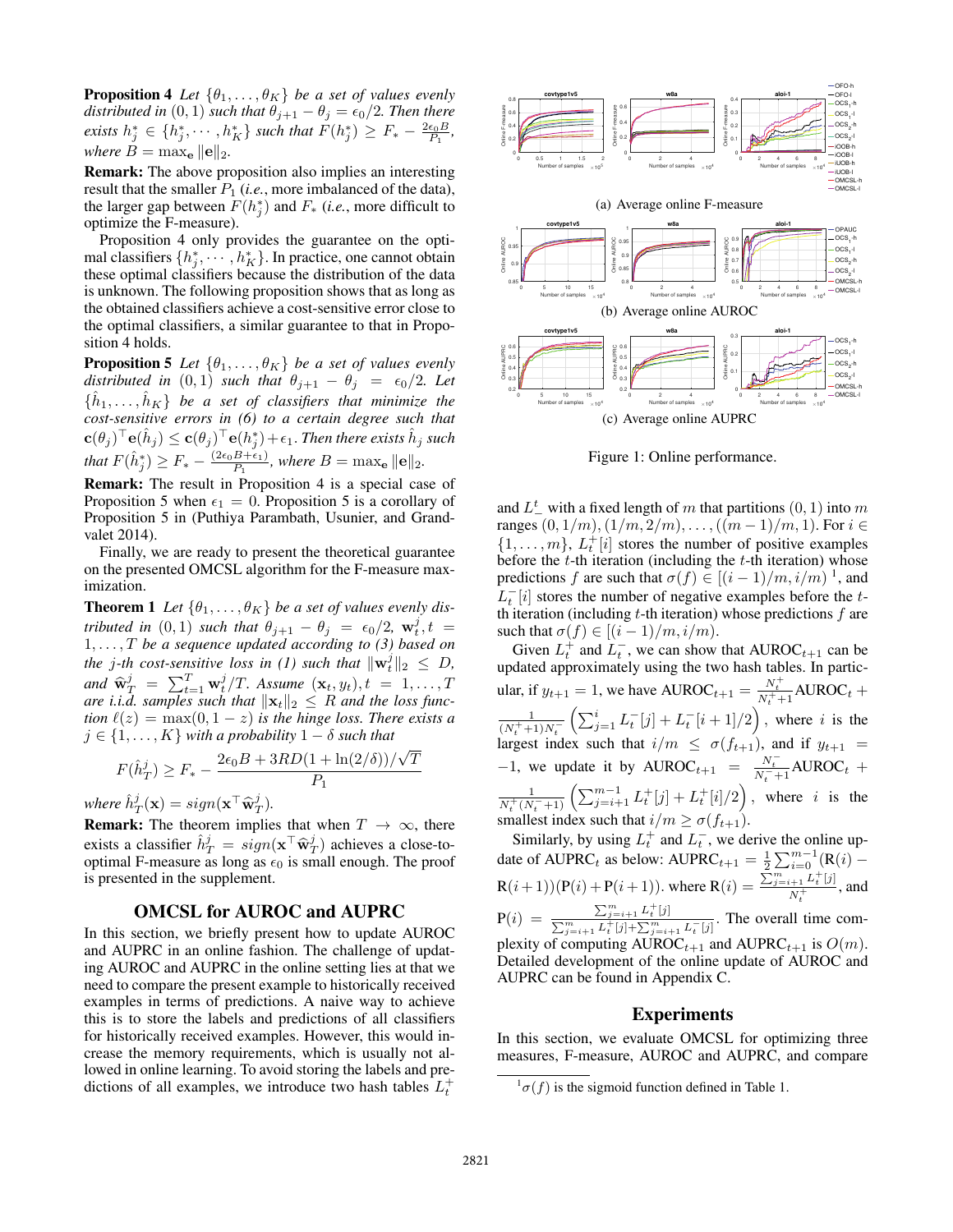**Proposition 4** *Let $\{\theta_1, \ldots, \theta_K\}$ be a set of values evenly distributed in $(0, 1)$ such that $\theta_{j+1} - \theta_j = \epsilon_0/2$. Then there exists $h_j^* \in \{h_j^*, \cdots, h_K^*\}$ such that $F(h_j^*) \geq F_* - \frac{2\epsilon_0 B}{P_1}$, where $B = \max_{\mathbf{e}} \|\mathbf{e}\|_2$.*

**Remark:** The above proposition also implies an interesting result that the smaller $P_1$ (*i.e.*, more imbalanced of the data), the larger gap between $F(h_j^*)$ and $F_*$ (*i.e.*, more difficult to optimize the F-measure).

Proposition 4 only provides the guarantee on the optimal classifiers $\{h_j^*, \cdots, h_K^*\}$. In practice, one cannot obtain these optimal classifiers because the distribution of the data is unknown. The following proposition shows that as long as the obtained classifiers achieve a cost-sensitive error close to the optimal classifiers, a similar guarantee to that in Proposition 4 holds.

**Proposition 5** *Let $\{\theta_1, \ldots, \theta_K\}$ be a set of values evenly distributed in $(0, 1)$ such that $\theta_{j+1} - \theta_j = \epsilon_0/2$. Let $\{\hat{h}_1, \ldots, \hat{h}_K\}$ be a set of classifiers that minimize the cost-sensitive errors in (6) to a certain degree such that $\mathbf{c}(\theta_j)^\top \mathbf{e}(\hat{h}_j) \leq \mathbf{c}(\theta_j)^\top \mathbf{e}(h_j^*) + \epsilon_1$. Then there exists $\hat{h}_j$ such that $F(\hat{h}_j^*) \geq F_* - \frac{(2\epsilon_0 B + \epsilon_1)}{P_1}$, where $B = \max_{\mathbf{e}} \|\mathbf{e}\|_2$.*

**Remark:** The result in Proposition 4 is a special case of Proposition 5 when $\epsilon_1 = 0$. Proposition 5 is a corollary of Proposition 5 in (Puthiya Parambath, Usunier, and Grandvalet 2014).

Finally, we are ready to present the theoretical guarantee on the presented OMCSL algorithm for the F-measure maximization.

**Theorem 1** *Let $\{\theta_1, \ldots, \theta_K\}$ be a set of values evenly distributed in $(0, 1)$ such that $\theta_{j+1} - \theta_j = \epsilon_0/2$, $\mathbf{w}_t^j, t = 1, \ldots, T$ be a sequence updated according to (3) based on the $j$-th cost-sensitive loss in (1) such that $\|\mathbf{w}_t^j\|_2 \leq D$, and $\widehat{\mathbf{w}}_T^j = \sum_{t=1}^T \mathbf{w}_t^j / T$. Assume $(\mathbf{x}_t, y_t), t = 1, \ldots, T$ are i.i.d. samples such that $\|\mathbf{x}_t\|_2 \leq R$ and the loss function $\ell(z) = \max(0, 1 - z)$ is the hinge loss. There exists a $j \in \{1, \ldots, K\}$ with a probability $1 - \delta$ such that*

$$F(\hat{h}_T^j) \geq F_* - \frac{2\epsilon_0 B + 3RD(1 + \ln(2/\delta))/\sqrt{T}}{P_1}$$

*where $\hat{h}_T^j(\mathbf{x}) = sign(\mathbf{x}^\top \widehat{\mathbf{w}}_T^j)$.*

**Remark:** The theorem implies that when $T \to \infty$, there exists a classifier $\hat{h}_T^j = sign(\mathbf{x}^\top \widehat{\mathbf{w}}_T^j)$ achieves a close-to-optimal F-measure as long as $\epsilon_0$ is small enough. The proof is presented in the supplement.

## OMCSL for AUROC and AUPRC

In this section, we briefly present how to update AUROC and AUPRC in an online fashion. The challenge of updating AUROC and AUPRC in the online setting lies at that we need to compare the present example to historically received examples in terms of predictions. A naive way to achieve this is to store the labels and predictions of all classifiers for historically received examples. However, this would increase the memory requirements, which is usually not allowed in online learning. To avoid storing the labels and predictions of all examples, we introduce two hash tables $L_t^+$ and $L_-^t$ with a fixed length of $m$ that partitions $(0, 1)$ into $m$ ranges $(0, 1/m), (1/m, 2/m), \ldots, ((m-1)/m, 1)$. For $i \in \{1, \ldots, m\}$, $L_t^+[i]$ stores the number of positive examples before the $t$-th iteration (including the $t$-th iteration) whose predictions $f$ are such that $\sigma(f) \in [(i-1)/m, i/m)$ [1], and $L_t^-[i]$ stores the number of negative examples before the $t$-th iteration (including $t$-th iteration) whose predictions $f$ are such that $\sigma(f) \in [(i-1)/m, i/m)$.

Given $L_t^+$ and $L_t^-$, we can show that $\text{AUROC}_{t+1}$ can be updated approximately using the two hash tables. In particular, if $y_{t+1} = 1$, we have $\text{AUROC}_{t+1} = \frac{N_t^+}{N_t^+ + 1}\text{AUROC}_t + \frac{1}{(N_t^+ + 1)N_t^-}\left(\sum_{j=1}^{i} L_t^-[j] + L_t^-[i+1]/2\right)$, where $i$ is the largest index such that $i/m \leq \sigma(f_{t+1})$, and if $y_{t+1} = -1$, we update it by $\text{AUROC}_{t+1} = \frac{N_t^-}{N_t^- + 1}\text{AUROC}_t + \frac{1}{N_t^+(N_t^- + 1)}\left(\sum_{j=i+1}^{m-1} L_t^+[j] + L_t^+[i]/2\right)$, where $i$ is the smallest index such that $i/m \geq \sigma(f_{t+1})$.

Similarly, by using $L_t^+$ and $L_t^-$, we derive the online update of $\text{AUPRC}_t$ as below: $\text{AUPRC}_{t+1} = \frac{1}{2}\sum_{i=0}^{m-1}(\text{R}(i) - \text{R}(i+1))(\text{P}(i) + \text{P}(i+1))$. where $\text{R}(i) = \frac{\sum_{j=i+1}^{m} L_t^+[j]}{N_t^+}$, and $\text{P}(i) = \frac{\sum_{j=i+1}^{m} L_t^+[j]}{\sum_{j=i+1}^{m} L_t^+[j] + \sum_{j=i+1}^{m} L_t^-[j]}$. The overall time complexity of computing $\text{AUROC}_{t+1}$ and $\text{AUPRC}_{t+1}$ is $O(m)$. Detailed development of the online update of AUROC and AUPRC can be found in Appendix C.

(a) Average online F-measure

(b) Average online AUROC

(c) Average online AUPRC

Figure 1: Online performance.

## Experiments

In this section, we evaluate OMCSL for optimizing three measures, F-measure, AUROC and AUPRC, and compare

[1] $\sigma(f)$ is the sigmoid function defined in Table 1.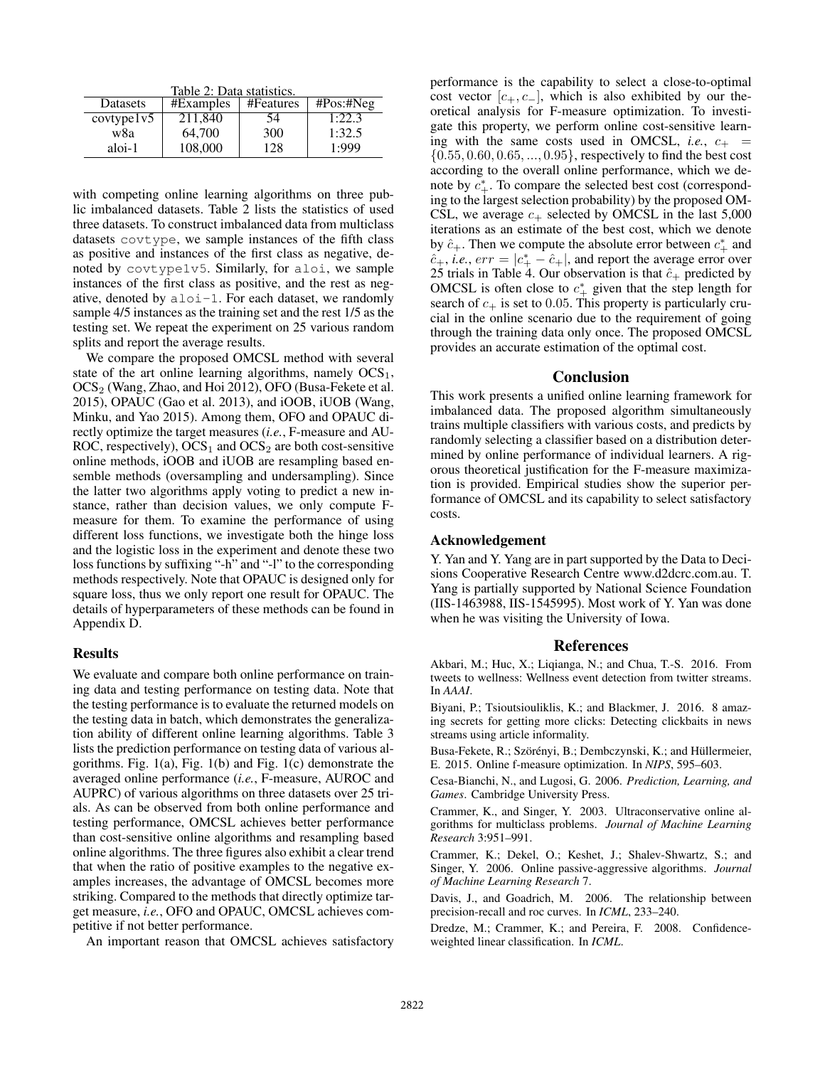Table 2: Data statistics.

| Datasets | #Examples | #Features | #Pos:#Neg |
|---|---|---|---|
| covtype1v5 | 211,840 | 54 | 1:22.3 |
| w8a | 64,700 | 300 | 1:32.5 |
| aloi-1 | 108,000 | 128 | 1:999 |

with competing online learning algorithms on three public imbalanced datasets. Table 2 lists the statistics of used three datasets. To construct imbalanced data from multiclass datasets `covtype`, we sample instances of the fifth class as positive and instances of the first class as negative, denoted by `covtype1v5`. Similarly, for `aloi`, we sample instances of the first class as positive, and the rest as negative, denoted by `aloi-1`. For each dataset, we randomly sample 4/5 instances as the training set and the rest 1/5 as the testing set. We repeat the experiment on 25 various random splits and report the average results.

We compare the proposed OMCSL method with several state of the art online learning algorithms, namely $\text{OCS}_1$, $\text{OCS}_2$ (Wang, Zhao, and Hoi 2012), OFO (Busa-Fekete et al. 2015), OPAUC (Gao et al. 2013), and iOOB, iUOB (Wang, Minku, and Yao 2015). Among them, OFO and OPAUC directly optimize the target measures (*i.e.*, F-measure and AUROC, respectively), $\text{OCS}_1$ and $\text{OCS}_2$ are both cost-sensitive online methods, iOOB and iUOB are resampling based ensemble methods (oversampling and undersampling). Since the latter two algorithms apply voting to predict a new instance, rather than decision values, we only compute F-measure for them. To examine the performance of using different loss functions, we investigate both the hinge loss and the logistic loss in the experiment and denote these two loss functions by suffixing "-h" and "-l" to the corresponding methods respectively. Note that OPAUC is designed only for square loss, thus we only report one result for OPAUC. The details of hyperparameters of these methods can be found in Appendix D.

### Results

We evaluate and compare both online performance on training data and testing performance on testing data. Note that the testing performance is to evaluate the returned models on the testing data in batch, which demonstrates the generalization ability of different online learning algorithms. Table 3 lists the prediction performance on testing data of various algorithms. Fig. 1(a), Fig. 1(b) and Fig. 1(c) demonstrate the averaged online performance (*i.e.*, F-measure, AUROC and AUPRC) of various algorithms on three datasets over 25 trials. As can be observed from both online performance and testing performance, OMCSL achieves better performance than cost-sensitive online algorithms and resampling based online algorithms. The three figures also exhibit a clear trend that when the ratio of positive examples to the negative examples increases, the advantage of OMCSL becomes more striking. Compared to the methods that directly optimize target measure, *i.e.*, OFO and OPAUC, OMCSL achieves competitive if not better performance.

An important reason that OMCSL achieves satisfactory performance is the capability to select a close-to-optimal cost vector $[c_+, c_-]$, which is also exhibited by our theoretical analysis for F-measure optimization. To investigate this property, we perform online cost-sensitive learning with the same costs used in OMCSL, *i.e.*, $c_+ = \{0.55, 0.60, 0.65, ..., 0.95\}$, respectively to find the best cost according to the overall online performance, which we denote by $c_+^*$. To compare the selected best cost (corresponding to the largest selection probability) by the proposed OMCSL, we average $c_+$ selected by OMCSL in the last 5,000 iterations as an estimate of the best cost, which we denote by $\hat{c}_+$. Then we compute the absolute error between $c_+^*$ and $\hat{c}_+$, *i.e.*, $err = |c_+^* - \hat{c}_+|$, and report the average error over 25 trials in Table 4. Our observation is that $\hat{c}_+$ predicted by OMCSL is often close to $c_+^*$ given that the step length for search of $c_+$ is set to 0.05. This property is particularly crucial in the online scenario due to the requirement of going through the training data only once. The proposed OMCSL provides an accurate estimation of the optimal cost.

## Conclusion

This work presents a unified online learning framework for imbalanced data. The proposed algorithm simultaneously trains multiple classifiers with various costs, and predicts by randomly selecting a classifier based on a distribution determined by online performance of individual learners. A rigorous theoretical justification for the F-measure maximization is provided. Empirical studies show the superior performance of OMCSL and its capability to select satisfactory costs.

### Acknowledgement

Y. Yan and Y. Yang are in part supported by the Data to Decisions Cooperative Research Centre www.d2dcrc.com.au. T. Yang is partially supported by National Science Foundation (IIS-1463988, IIS-1545995). Most work of Y. Yan was done when he was visiting the University of Iowa.

## References

Akbari, M.; Huc, X.; Liqianga, N.; and Chua, T.-S. 2016. From tweets to wellness: Wellness event detection from twitter streams. In *AAAI*.

Biyani, P.; Tsioutsiouliklis, K.; and Blackmer, J. 2016. 8 amazing secrets for getting more clicks: Detecting clickbaits in news streams using article informality.

Busa-Fekete, R.; Szörényi, B.; Dembczynski, K.; and Hüllermeier, E. 2015. Online f-measure optimization. In *NIPS*, 595–603.

Cesa-Bianchi, N., and Lugosi, G. 2006. *Prediction, Learning, and Games*. Cambridge University Press.

Crammer, K., and Singer, Y. 2003. Ultraconservative online algorithms for multiclass problems. *Journal of Machine Learning Research* 3:951–991.

Crammer, K.; Dekel, O.; Keshet, J.; Shalev-Shwartz, S.; and Singer, Y. 2006. Online passive-aggressive algorithms. *Journal of Machine Learning Research* 7.

Davis, J., and Goadrich, M. 2006. The relationship between precision-recall and roc curves. In *ICML*, 233–240.

Dredze, M.; Crammer, K.; and Pereira, F. 2008. Confidence-weighted linear classification. In *ICML*.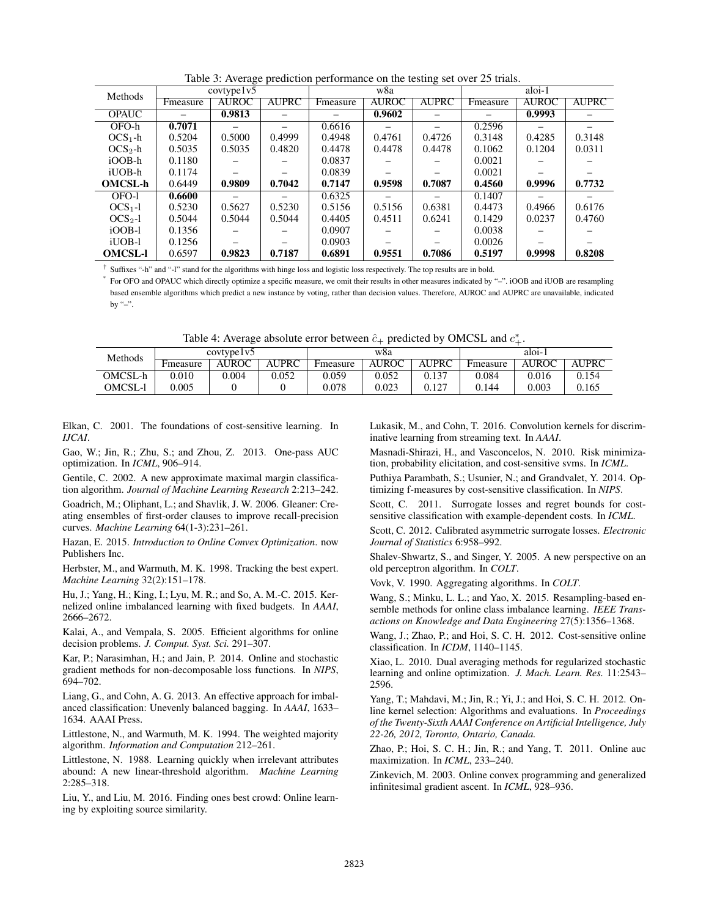Table 3: Average prediction performance on the testing set over 25 trials.

| Methods | covtype1v5 | | | w8a | | | aloi-1 | | |
|---|---|---|---|---|---|---|---|---|---|
| | Fmeasure | AUROC | AUPRC | Fmeasure | AUROC | AUPRC | Fmeasure | AUROC | AUPRC |
| OPAUC | – | **0.9813** | – | – | **0.9602** | – | – | 0.9993 | – |
| OFO-h | **0.7071** | – | – | 0.6616 | – | – | 0.2596 | – | – |
| $OCS_1$-h | 0.5204 | 0.5000 | 0.4999 | 0.4948 | 0.4761 | 0.4726 | 0.3148 | 0.4285 | 0.3148 |
| $OCS_2$-h | 0.5035 | 0.5035 | 0.4820 | 0.4478 | 0.4478 | 0.4478 | 0.1062 | 0.1204 | 0.0311 |
| iOOB-h | 0.1180 | – | – | 0.0837 | – | – | 0.0021 | – | – |
| iUOB-h | 0.1174 | – | – | 0.0839 | – | – | 0.0021 | – | – |
| **OMCSL-h** | 0.6449 | **0.9809** | **0.7042** | **0.7147** | **0.9598** | **0.7087** | **0.4560** | **0.9996** | **0.7732** |
| OFO-l | **0.6600** | – | – | 0.6325 | – | – | 0.1407 | – | – |
| $OCS_1$-l | 0.5230 | 0.5627 | 0.5230 | 0.5156 | 0.5156 | 0.6381 | 0.4473 | 0.4966 | 0.6176 |
| $OCS_2$-l | 0.5044 | 0.5044 | 0.5044 | 0.4405 | 0.4511 | 0.6241 | 0.1429 | 0.0237 | 0.4760 |
| iOOB-l | 0.1356 | – | – | 0.0907 | – | – | 0.0038 | – | – |
| iUOB-l | 0.1256 | – | – | 0.0903 | – | – | 0.0026 | – | – |
| **OMCSL-l** | 0.6597 | **0.9823** | **0.7187** | **0.6891** | **0.9551** | **0.7086** | **0.5197** | **0.9998** | **0.8208** |

† Suffixes "-h" and "-l" stand for the algorithms with hinge loss and logistic loss respectively. The top results are in bold.

\* For OFO and OPAUC which directly optimize a specific measure, we omit their results in other measures indicated by "–". iOOB and iUOB are resampling based ensemble algorithms which predict a new instance by voting, rather than decision values. Therefore, AUROC and AUPRC are unavailable, indicated by "–".

Table 4: Average absolute error between $\hat{c}_+$ predicted by OMCSL and $c^*_+$.

| Methods | covtype1v5 | | | w8a | | | aloi-1 | | |
|---|---|---|---|---|---|---|---|---|---|
| | Fmeasure | AUROC | AUPRC | Fmeasure | AUROC | AUPRC | Fmeasure | AUROC | AUPRC |
| OMCSL-h | 0.010 | 0.004 | 0.052 | 0.059 | 0.052 | 0.137 | 0.084 | 0.016 | 0.154 |
| OMCSL-l | 0.005 | 0 | 0 | 0.078 | 0.023 | 0.127 | 0.144 | 0.003 | 0.165 |

Elkan, C. 2001. The foundations of cost-sensitive learning. In *IJCAI*.

Gao, W.; Jin, R.; Zhu, S.; and Zhou, Z. 2013. One-pass AUC optimization. In *ICML*, 906–914.

Gentile, C. 2002. A new approximate maximal margin classification algorithm. *Journal of Machine Learning Research* 2:213–242.

Goadrich, M.; Oliphant, L.; and Shavlik, J. W. 2006. Gleaner: Creating ensembles of first-order clauses to improve recall-precision curves. *Machine Learning* 64(1-3):231–261.

Hazan, E. 2015. *Introduction to Online Convex Optimization*. now Publishers Inc.

Herbster, M., and Warmuth, M. K. 1998. Tracking the best expert. *Machine Learning* 32(2):151–178.

Hu, J.; Yang, H.; King, I.; Lyu, M. R.; and So, A. M.-C. 2015. Kernelized online imbalanced learning with fixed budgets. In *AAAI*, 2666–2672.

Kalai, A., and Vempala, S. 2005. Efficient algorithms for online decision problems. *J. Comput. Syst. Sci.* 291–307.

Kar, P.; Narasimhan, H.; and Jain, P. 2014. Online and stochastic gradient methods for non-decomposable loss functions. In *NIPS*, 694–702.

Liang, G., and Cohn, A. G. 2013. An effective approach for imbalanced classification: Unevenly balanced bagging. In *AAAI*, 1633–1634. AAAI Press.

Littlestone, N., and Warmuth, M. K. 1994. The weighted majority algorithm. *Information and Computation* 212–261.

Littlestone, N. 1988. Learning quickly when irrelevant attributes abound: A new linear-threshold algorithm. *Machine Learning* 2:285–318.

Liu, Y., and Liu, M. 2016. Finding ones best crowd: Online learning by exploiting source similarity.

Lukasik, M., and Cohn, T. 2016. Convolution kernels for discriminative learning from streaming text. In *AAAI*.

Masnadi-Shirazi, H., and Vasconcelos, N. 2010. Risk minimization, probability elicitation, and cost-sensitive svms. In *ICML*.

Puthiya Parambath, S.; Usunier, N.; and Grandvalet, Y. 2014. Optimizing f-measures by cost-sensitive classification. In *NIPS*.

Scott, C. 2011. Surrogate losses and regret bounds for cost-sensitive classification with example-dependent costs. In *ICML*.

Scott, C. 2012. Calibrated asymmetric surrogate losses. *Electronic Journal of Statistics* 6:958–992.

Shalev-Shwartz, S., and Singer, Y. 2005. A new perspective on an old perceptron algorithm. In *COLT*.

Vovk, V. 1990. Aggregating algorithms. In *COLT*.

Wang, S.; Minku, L. L.; and Yao, X. 2015. Resampling-based ensemble methods for online class imbalance learning. *IEEE Transactions on Knowledge and Data Engineering* 27(5):1356–1368.

Wang, J.; Zhao, P.; and Hoi, S. C. H. 2012. Cost-sensitive online classification. In *ICDM*, 1140–1145.

Xiao, L. 2010. Dual averaging methods for regularized stochastic learning and online optimization. *J. Mach. Learn. Res.* 11:2543–2596.

Yang, T.; Mahdavi, M.; Jin, R.; Yi, J.; and Hoi, S. C. H. 2012. Online kernel selection: Algorithms and evaluations. In *Proceedings of the Twenty-Sixth AAAI Conference on Artificial Intelligence, July 22-26, 2012, Toronto, Ontario, Canada.*

Zhao, P.; Hoi, S. C. H.; Jin, R.; and Yang, T. 2011. Online auc maximization. In *ICML*, 233–240.

Zinkevich, M. 2003. Online convex programming and generalized infinitesimal gradient ascent. In *ICML*, 928–936.